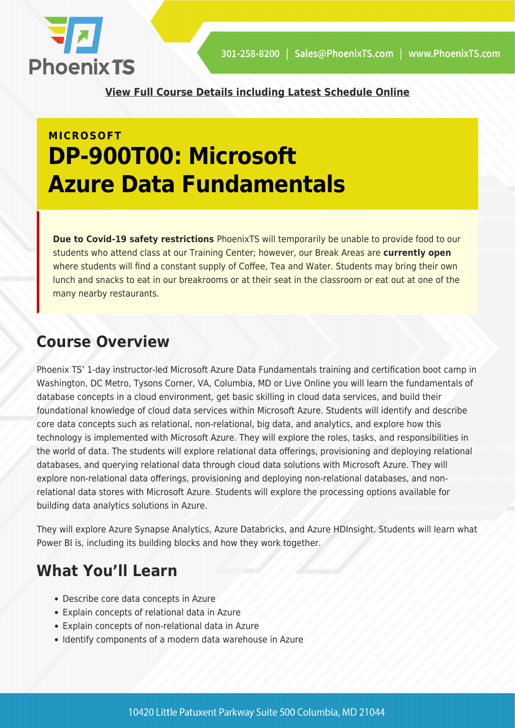**View Full Course Details including Latest Schedule Online**

MICROSOFT

# DP-900T00: Microsoft Azure Data Fundamentals

**Due to Covid-19 safety restrictions** PhoenixTS will temporarily be unable to provide food to our students who attend class at our Training Center; however, our Break Areas are **currently open** where students will find a constant supply of Coffee, Tea and Water. Students may bring their own lunch and snacks to eat in our breakrooms or at their seat in the classroom or eat out at one of the many nearby restaurants.

## Course Overview

Phoenix TS' 1-day instructor-led Microsoft Azure Data Fundamentals training and certification boot camp in Washington, DC Metro, Tysons Corner, VA, Columbia, MD or Live Online you will learn the fundamentals of database concepts in a cloud environment, get basic skilling in cloud data services, and build their foundational knowledge of cloud data services within Microsoft Azure. Students will identify and describe core data concepts such as relational, non-relational, big data, and analytics, and explore how this technology is implemented with Microsoft Azure. They will explore the roles, tasks, and responsibilities in the world of data. The students will explore relational data offerings, provisioning and deploying relational databases, and querying relational data through cloud data solutions with Microsoft Azure. They will explore non-relational data offerings, provisioning and deploying non-relational databases, and non-relational data stores with Microsoft Azure. Students will explore the processing options available for building data analytics solutions in Azure.

They will explore Azure Synapse Analytics, Azure Databricks, and Azure HDInsight. Students will learn what Power BI is, including its building blocks and how they work together.

## What You'll Learn

- Describe core data concepts in Azure
- Explain concepts of relational data in Azure
- Explain concepts of non-relational data in Azure
- Identify components of a modern data warehouse in Azure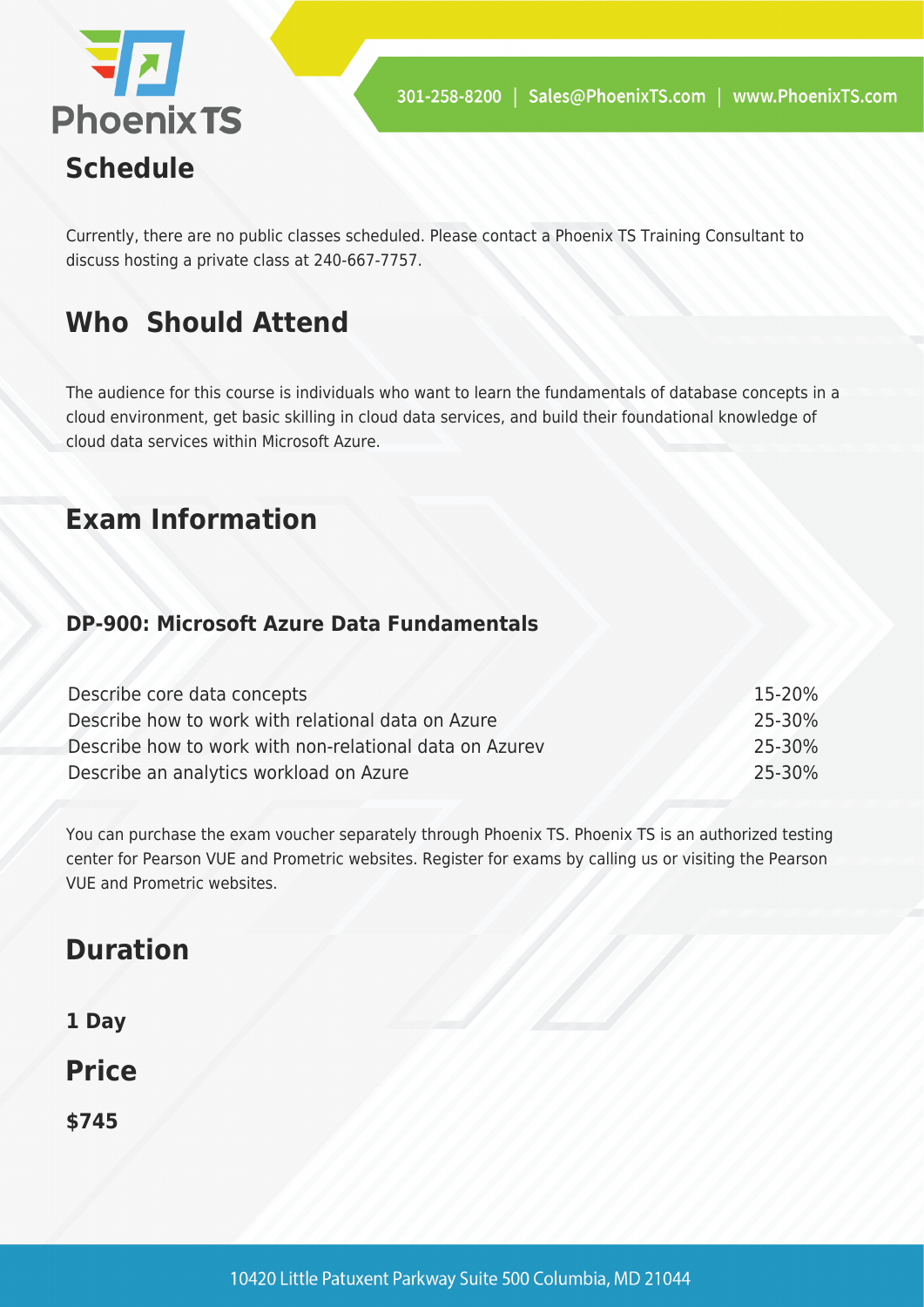## Schedule

Currently, there are no public classes scheduled. Please contact a Phoenix TS Training Consultant to discuss hosting a private class at 240-667-7757.

## Who Should Attend

The audience for this course is individuals who want to learn the fundamentals of database concepts in a cloud environment, get basic skilling in cloud data services, and build their foundational knowledge of cloud data services within Microsoft Azure.

## Exam Information

### DP-900: Microsoft Azure Data Fundamentals

| | |
|---|---|
| Describe core data concepts | 15-20% |
| Describe how to work with relational data on Azure | 25-30% |
| Describe how to work with non-relational data on Azurev | 25-30% |
| Describe an analytics workload on Azure | 25-30% |

You can purchase the exam voucher separately through Phoenix TS. Phoenix TS is an authorized testing center for Pearson VUE and Prometric websites. Register for exams by calling us or visiting the Pearson VUE and Prometric websites.

## Duration

**1 Day**

## Price

**$745**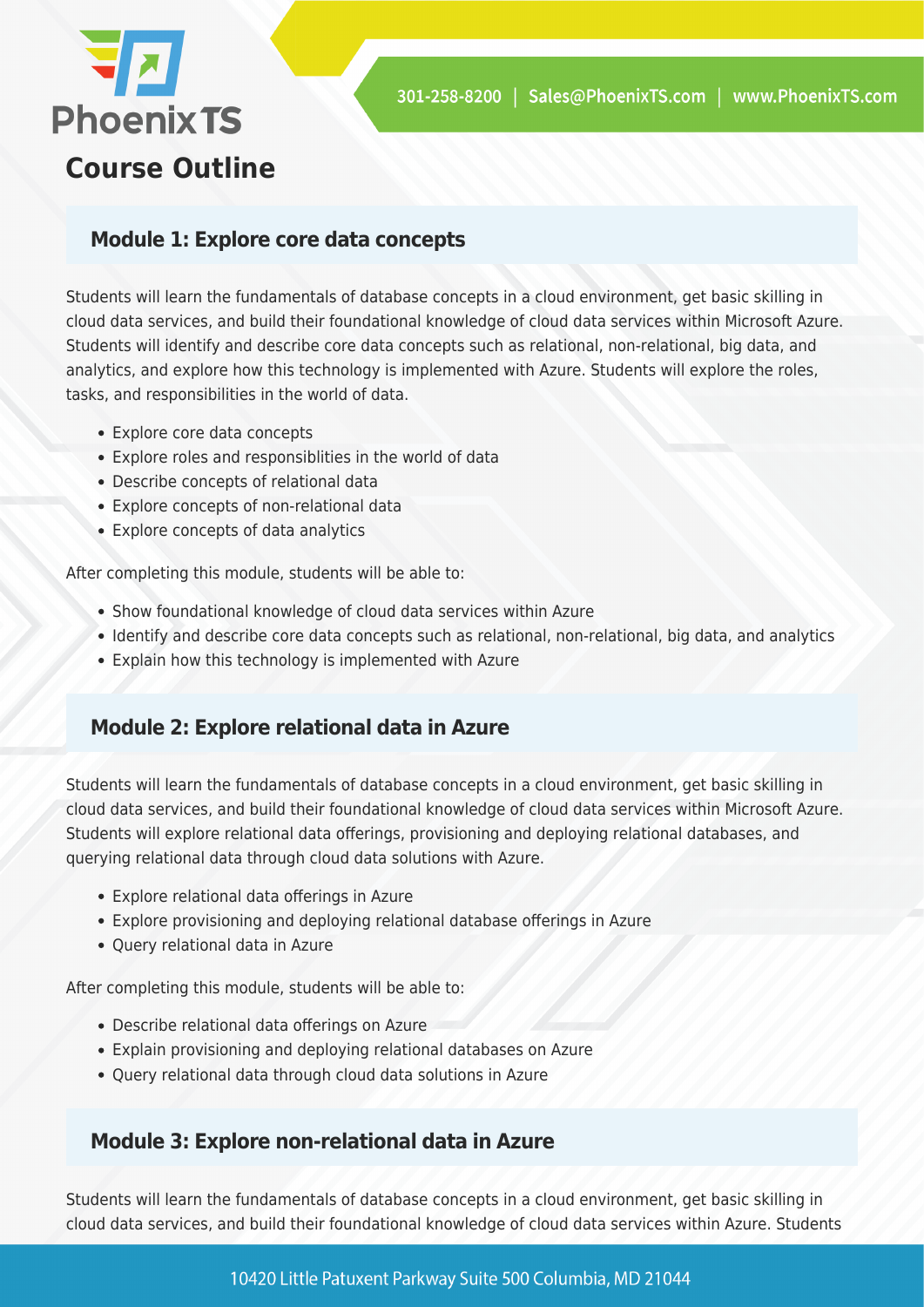## Course Outline

### Module 1: Explore core data concepts

Students will learn the fundamentals of database concepts in a cloud environment, get basic skilling in cloud data services, and build their foundational knowledge of cloud data services within Microsoft Azure. Students will identify and describe core data concepts such as relational, non-relational, big data, and analytics, and explore how this technology is implemented with Azure. Students will explore the roles, tasks, and responsibilities in the world of data.

- Explore core data concepts
- Explore roles and responsiblities in the world of data
- Describe concepts of relational data
- Explore concepts of non-relational data
- Explore concepts of data analytics

After completing this module, students will be able to:

- Show foundational knowledge of cloud data services within Azure
- Identify and describe core data concepts such as relational, non-relational, big data, and analytics
- Explain how this technology is implemented with Azure

### Module 2: Explore relational data in Azure

Students will learn the fundamentals of database concepts in a cloud environment, get basic skilling in cloud data services, and build their foundational knowledge of cloud data services within Microsoft Azure. Students will explore relational data offerings, provisioning and deploying relational databases, and querying relational data through cloud data solutions with Azure.

- Explore relational data offerings in Azure
- Explore provisioning and deploying relational database offerings in Azure
- Query relational data in Azure

After completing this module, students will be able to:

- Describe relational data offerings on Azure
- Explain provisioning and deploying relational databases on Azure
- Query relational data through cloud data solutions in Azure

### Module 3: Explore non-relational data in Azure

Students will learn the fundamentals of database concepts in a cloud environment, get basic skilling in cloud data services, and build their foundational knowledge of cloud data services within Azure. Students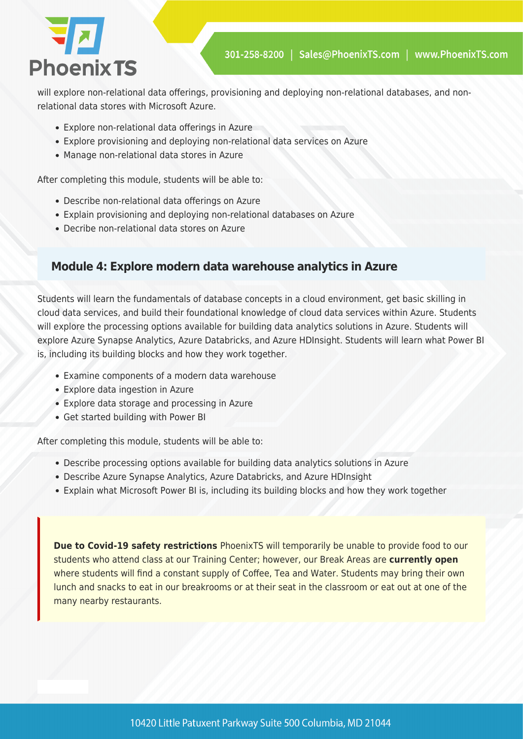will explore non-relational data offerings, provisioning and deploying non-relational databases, and non-relational data stores with Microsoft Azure.

- Explore non-relational data offerings in Azure
- Explore provisioning and deploying non-relational data services on Azure
- Manage non-relational data stores in Azure

After completing this module, students will be able to:

- Describe non-relational data offerings on Azure
- Explain provisioning and deploying non-relational databases on Azure
- Decribe non-relational data stores on Azure

### Module 4: Explore modern data warehouse analytics in Azure

Students will learn the fundamentals of database concepts in a cloud environment, get basic skilling in cloud data services, and build their foundational knowledge of cloud data services within Azure. Students will explore the processing options available for building data analytics solutions in Azure. Students will explore Azure Synapse Analytics, Azure Databricks, and Azure HDInsight. Students will learn what Power BI is, including its building blocks and how they work together.

- Examine components of a modern data warehouse
- Explore data ingestion in Azure
- Explore data storage and processing in Azure
- Get started building with Power BI

After completing this module, students will be able to:

- Describe processing options available for building data analytics solutions in Azure
- Describe Azure Synapse Analytics, Azure Databricks, and Azure HDInsight
- Explain what Microsoft Power BI is, including its building blocks and how they work together

**Due to Covid-19 safety restrictions** PhoenixTS will temporarily be unable to provide food to our students who attend class at our Training Center; however, our Break Areas are **currently open** where students will find a constant supply of Coffee, Tea and Water. Students may bring their own lunch and snacks to eat in our breakrooms or at their seat in the classroom or eat out at one of the many nearby restaurants.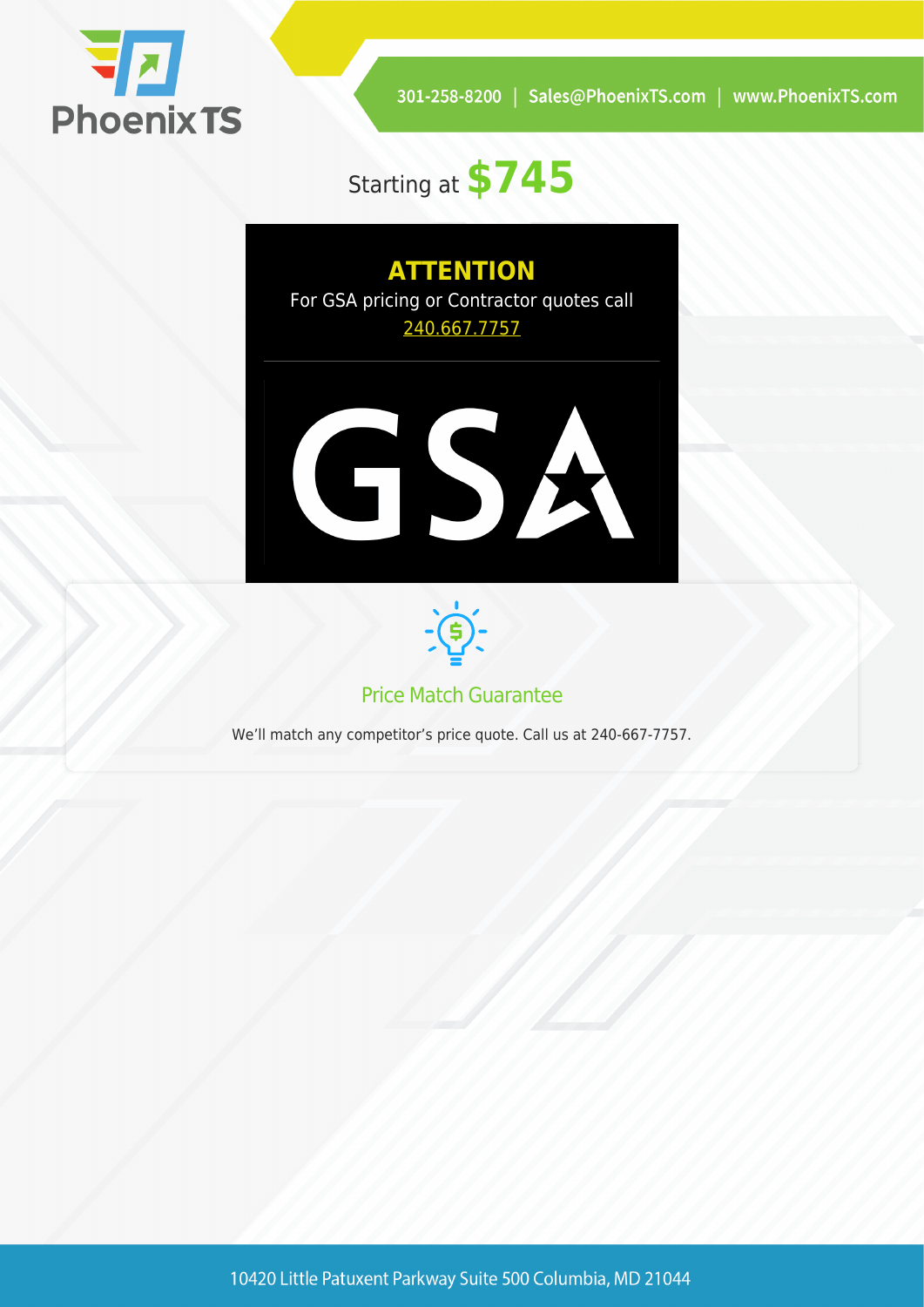Starting at **$745**

**ATTENTION**

For GSA pricing or Contractor quotes call 240.667.7757

GSA

Price Match Guarantee

We'll match any competitor's price quote. Call us at 240-667-7757.